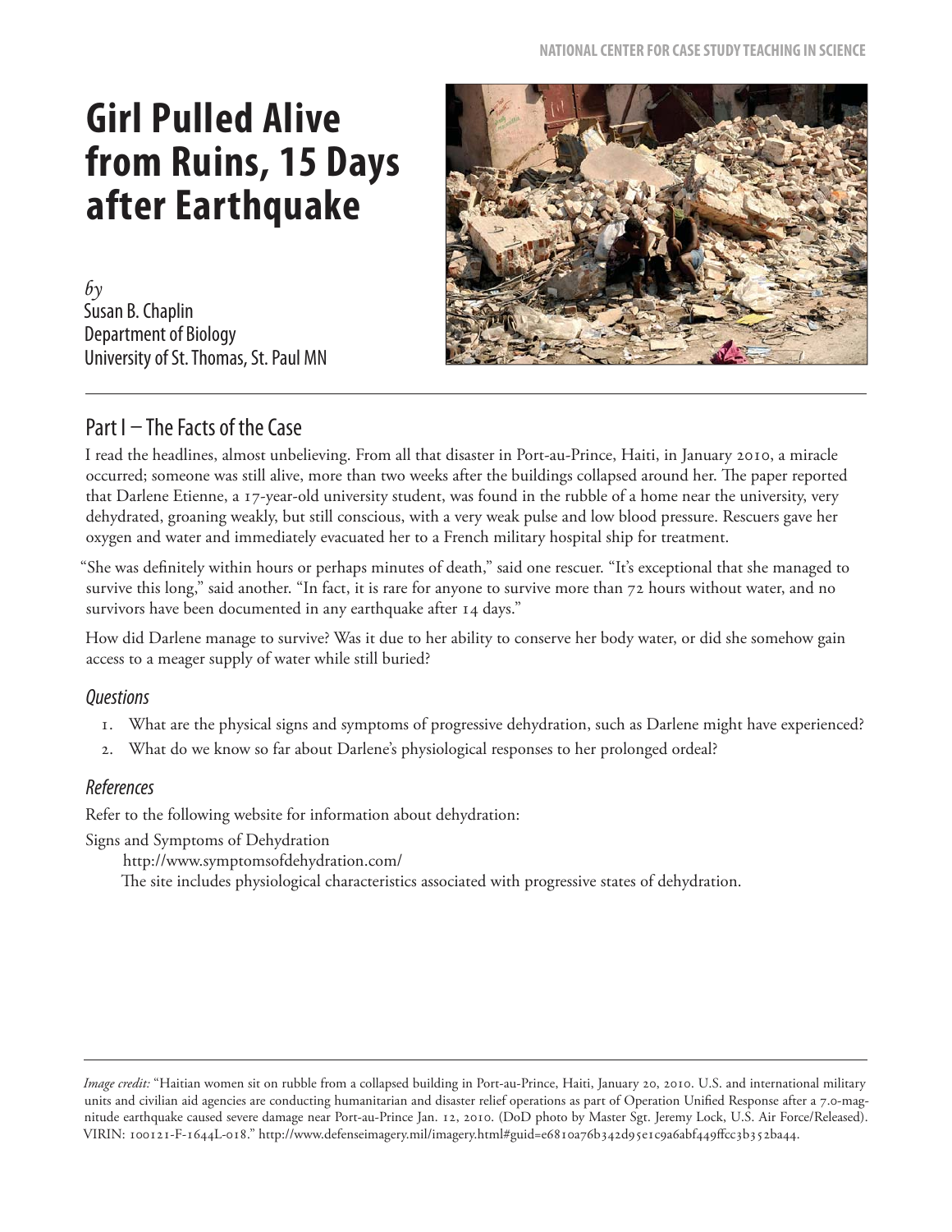# Girl Pulled Alive from Ruins, 15 Days after Earthquake

*by*
Susan B. Chaplin
Department of Biology
University of St. Thomas, St. Paul MN

## Part I – The Facts of the Case

I read the headlines, almost unbelieving. From all that disaster in Port-au-Prince, Haiti, in January 2010, a miracle occurred; someone was still alive, more than two weeks after the buildings collapsed around her. The paper reported that Darlene Etienne, a 17-year-old university student, was found in the rubble of a home near the university, very dehydrated, groaning weakly, but still conscious, with a very weak pulse and low blood pressure. Rescuers gave her oxygen and water and immediately evacuated her to a French military hospital ship for treatment.

"She was definitely within hours or perhaps minutes of death," said one rescuer. "It's exceptional that she managed to survive this long," said another. "In fact, it is rare for anyone to survive more than 72 hours without water, and no survivors have been documented in any earthquake after 14 days."

How did Darlene manage to survive? Was it due to her ability to conserve her body water, or did she somehow gain access to a meager supply of water while still buried?

### Questions

1. What are the physical signs and symptoms of progressive dehydration, such as Darlene might have experienced?
2. What do we know so far about Darlene's physiological responses to her prolonged ordeal?

### References

Refer to the following website for information about dehydration:

Signs and Symptoms of Dehydration
http://www.symptomsofdehydration.com/
The site includes physiological characteristics associated with progressive states of dehydration.

*Image credit:* "Haitian women sit on rubble from a collapsed building in Port-au-Prince, Haiti, January 20, 2010. U.S. and international military units and civilian aid agencies are conducting humanitarian and disaster relief operations as part of Operation Unified Response after a 7.0-magnitude earthquake caused severe damage near Port-au-Prince Jan. 12, 2010. (DoD photo by Master Sgt. Jeremy Lock, U.S. Air Force/Released). VIRIN: 100121-F-1644L-018." http://www.defenseimagery.mil/imagery.html#guid=e6810a76b342d95e1c9a6abf449ffcc3b352ba44.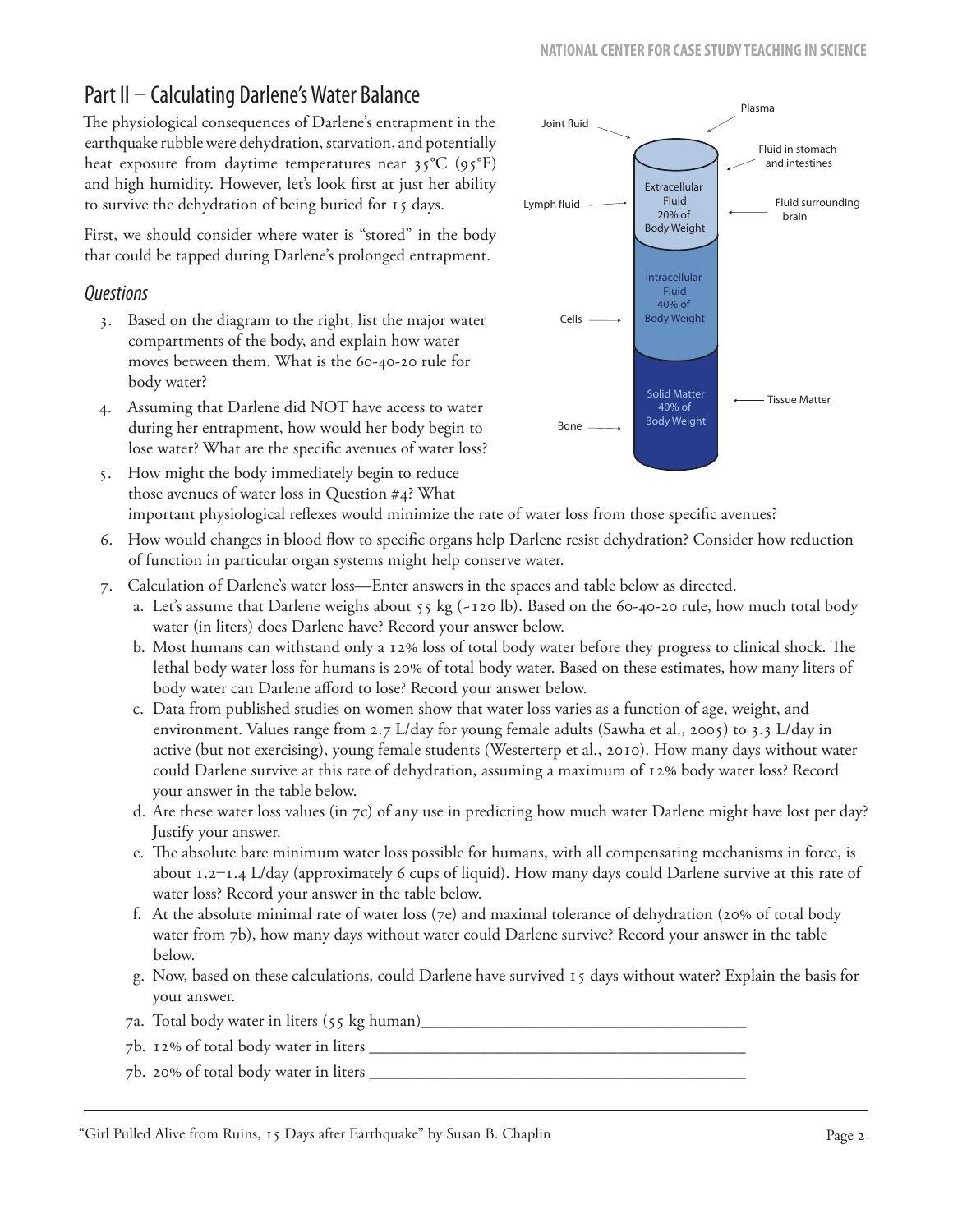## Part II – Calculating Darlene's Water Balance

The physiological consequences of Darlene's entrapment in the earthquake rubble were dehydration, starvation, and potentially heat exposure from daytime temperatures near 35°C (95°F) and high humidity. However, let's look first at just her ability to survive the dehydration of being buried for 15 days.

First, we should consider where water is "stored" in the body that could be tapped during Darlene's prolonged entrapment.

Joint fluid, Plasma, Fluid in stomach and intestines, Lymph fluid, Fluid surrounding brain — Extracellular Fluid 20% of Body Weight

Cells — Intracellular Fluid 40% of Body Weight

Bone, Tissue Matter — Solid Matter 40% of Body Weight

### *Questions*

3. Based on the diagram to the right, list the major water compartments of the body, and explain how water moves between them. What is the 60-40-20 rule for body water?
4. Assuming that Darlene did NOT have access to water during her entrapment, how would her body begin to lose water? What are the specific avenues of water loss?
5. How might the body immediately begin to reduce those avenues of water loss in Question #4? What important physiological reflexes would minimize the rate of water loss from those specific avenues?
6. How would changes in blood flow to specific organs help Darlene resist dehydration? Consider how reduction of function in particular organ systems might help conserve water.
7. Calculation of Darlene's water loss—Enter answers in the spaces and table below as directed.
   a. Let's assume that Darlene weighs about 55 kg (~120 lb). Based on the 60-40-20 rule, how much total body water (in liters) does Darlene have? Record your answer below.
   b. Most humans can withstand only a 12% loss of total body water before they progress to clinical shock. The lethal body water loss for humans is 20% of total body water. Based on these estimates, how many liters of body water can Darlene afford to lose? Record your answer below.
   c. Data from published studies on women show that water loss varies as a function of age, weight, and environment. Values range from 2.7 L/day for young female adults (Sawha et al., 2005) to 3.3 L/day in active (but not exercising), young female students (Westerterp et al., 2010). How many days without water could Darlene survive at this rate of dehydration, assuming a maximum of 12% body water loss? Record your answer in the table below.
   d. Are these water loss values (in 7c) of any use in predicting how much water Darlene might have lost per day? Justify your answer.
   e. The absolute bare minimum water loss possible for humans, with all compensating mechanisms in force, is about 1.2–1.4 L/day (approximately 6 cups of liquid). How many days could Darlene survive at this rate of water loss? Record your answer in the table below.
   f. At the absolute minimal rate of water loss (7e) and maximal tolerance of dehydration (20% of total body water from 7b), how many days without water could Darlene survive? Record your answer in the table below.
   g. Now, based on these calculations, could Darlene have survived 15 days without water? Explain the basis for your answer.

7a. Total body water in liters (55 kg human)______________________________________

7b. 12% of total body water in liters ______________________________________________

7b. 20% of total body water in liters ______________________________________________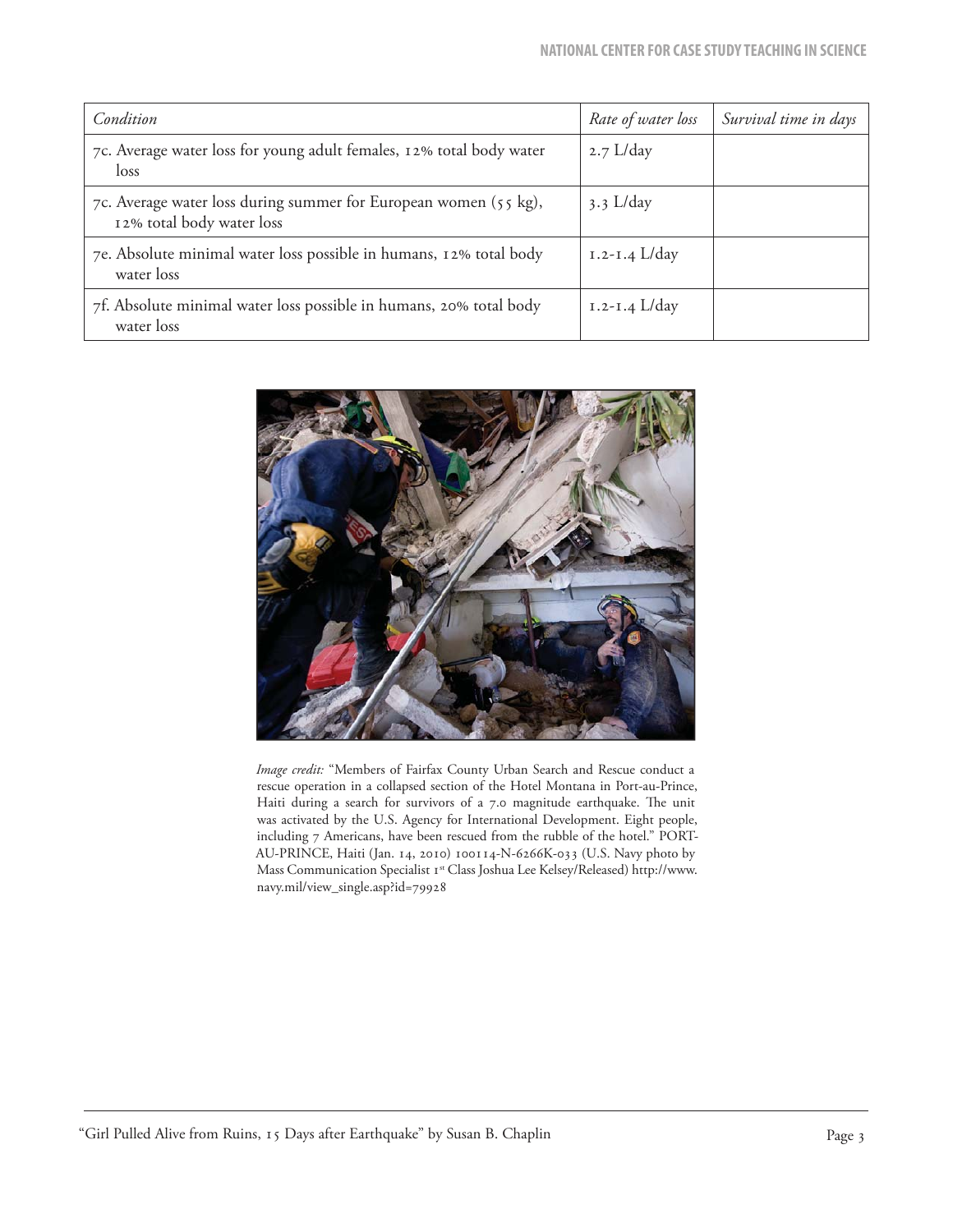| Condition | Rate of water loss | Survival time in days |
| --- | --- | --- |
| 7c. Average water loss for young adult females, 12% total body water loss | 2.7 L/day | |
| 7c. Average water loss during summer for European women (55 kg), 12% total body water loss | 3.3 L/day | |
| 7e. Absolute minimal water loss possible in humans, 12% total body water loss | 1.2-1.4 L/day | |
| 7f. Absolute minimal water loss possible in humans, 20% total body water loss | 1.2-1.4 L/day | |

*Image credit:* "Members of Fairfax County Urban Search and Rescue conduct a rescue operation in a collapsed section of the Hotel Montana in Port-au-Prince, Haiti during a search for survivors of a 7.0 magnitude earthquake. The unit was activated by the U.S. Agency for International Development. Eight people, including 7 Americans, have been rescued from the rubble of the hotel." PORT-AU-PRINCE, Haiti (Jan. 14, 2010) 100114-N-6266K-033 (U.S. Navy photo by Mass Communication Specialist 1st Class Joshua Lee Kelsey/Released) http://www.navy.mil/view_single.asp?id=79928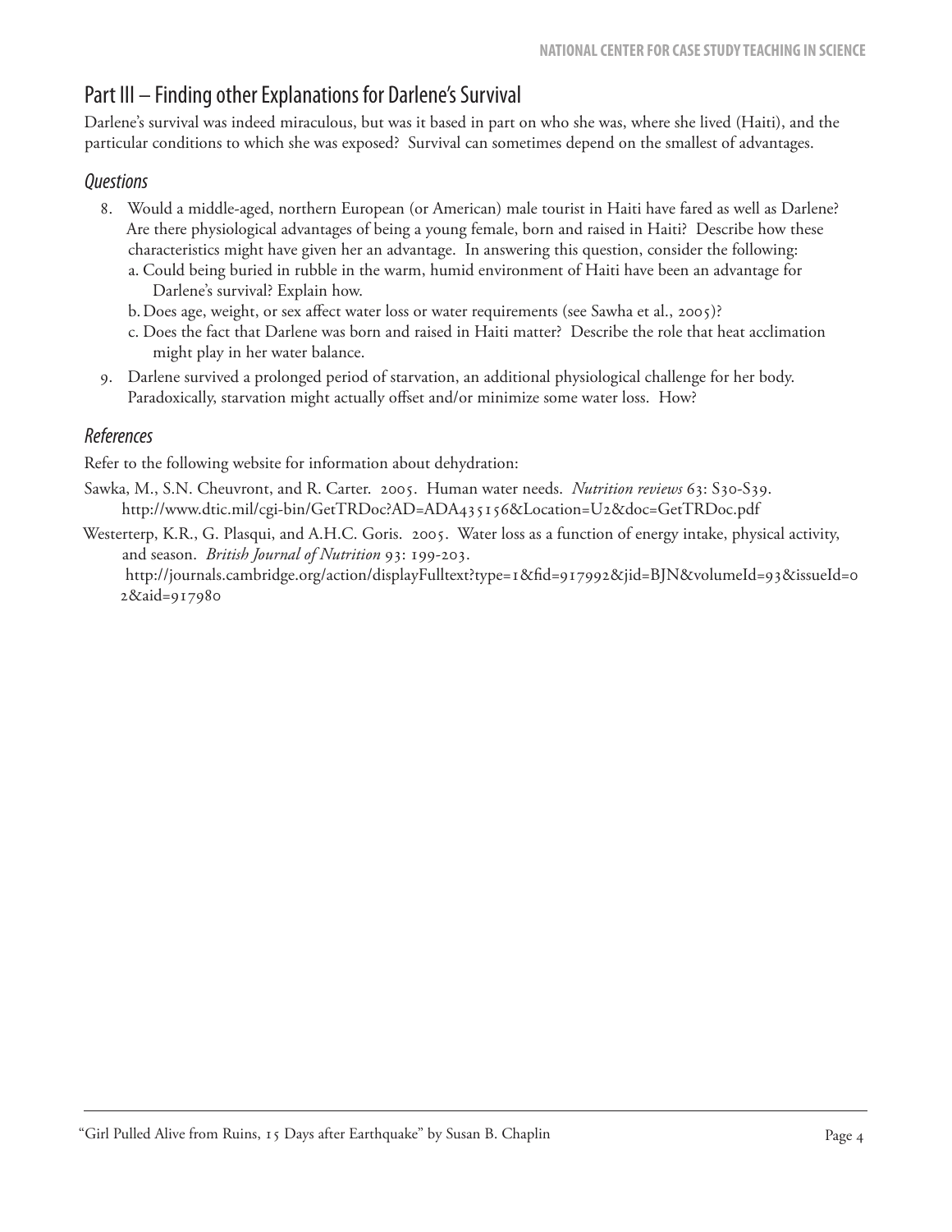## Part III – Finding other Explanations for Darlene's Survival

Darlene's survival was indeed miraculous, but was it based in part on who she was, where she lived (Haiti), and the particular conditions to which she was exposed? Survival can sometimes depend on the smallest of advantages.

### *Questions*

8. Would a middle-aged, northern European (or American) male tourist in Haiti have fared as well as Darlene? Are there physiological advantages of being a young female, born and raised in Haiti? Describe how these characteristics might have given her an advantage. In answering this question, consider the following:
   a. Could being buried in rubble in the warm, humid environment of Haiti have been an advantage for Darlene's survival? Explain how.
   b. Does age, weight, or sex affect water loss or water requirements (see Sawha et al., 2005)?
   c. Does the fact that Darlene was born and raised in Haiti matter? Describe the role that heat acclimation might play in her water balance.
9. Darlene survived a prolonged period of starvation, an additional physiological challenge for her body. Paradoxically, starvation might actually offset and/or minimize some water loss. How?

### *References*

Refer to the following website for information about dehydration:

Sawka, M., S.N. Cheuvront, and R. Carter. 2005. Human water needs. *Nutrition reviews* 63: S30-S39. http://www.dtic.mil/cgi-bin/GetTRDoc?AD=ADA435156&Location=U2&doc=GetTRDoc.pdf

Westerterp, K.R., G. Plasqui, and A.H.C. Goris. 2005. Water loss as a function of energy intake, physical activity, and season. *British Journal of Nutrition* 93: 199-203. http://journals.cambridge.org/action/displayFulltext?type=1&fid=917992&jid=BJN&volumeId=93&issueId=02&aid=917980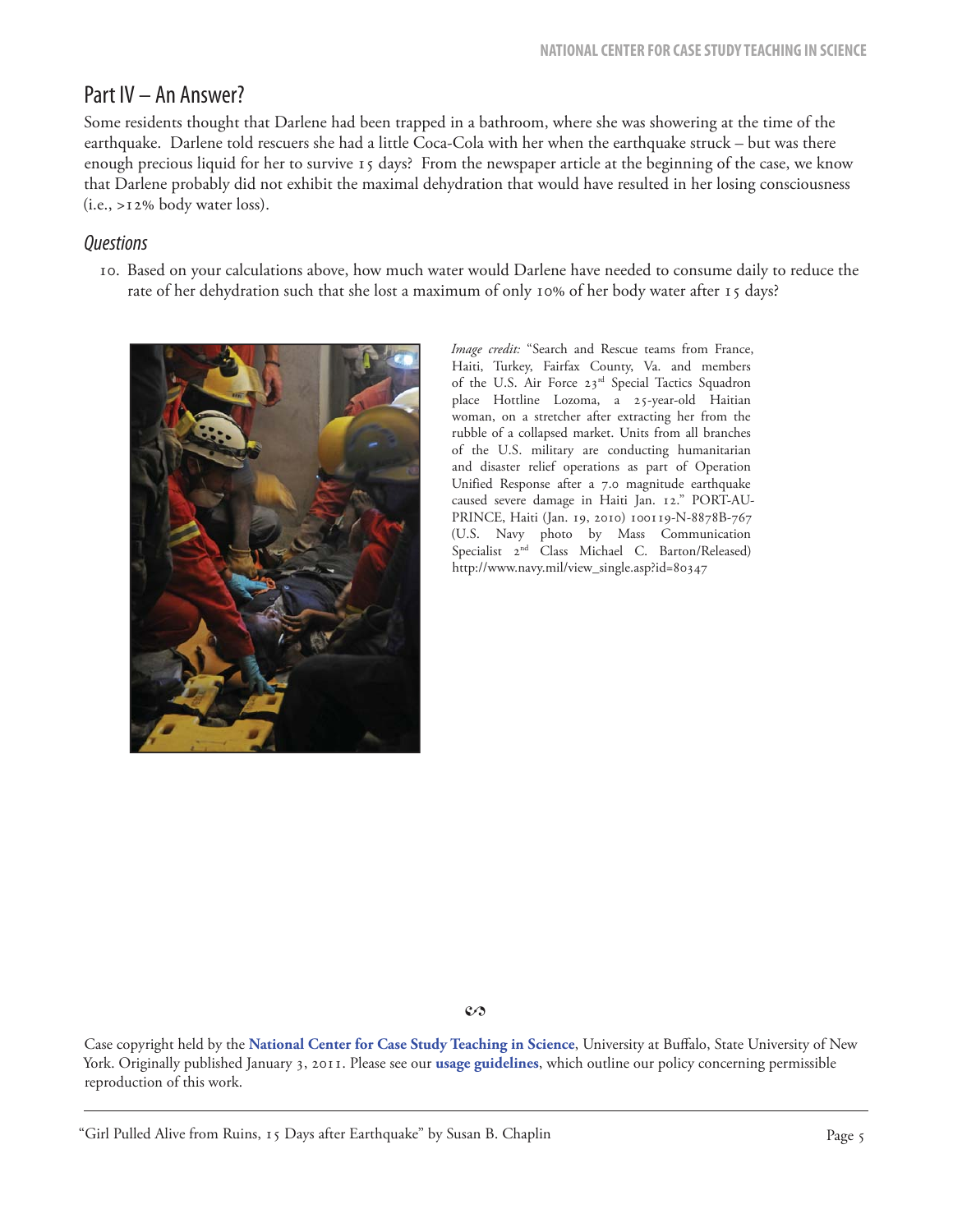## Part IV – An Answer?

Some residents thought that Darlene had been trapped in a bathroom, where she was showering at the time of the earthquake. Darlene told rescuers she had a little Coca-Cola with her when the earthquake struck – but was there enough precious liquid for her to survive 15 days? From the newspaper article at the beginning of the case, we know that Darlene probably did not exhibit the maximal dehydration that would have resulted in her losing consciousness (i.e., >12% body water loss).

### *Questions*

10. Based on your calculations above, how much water would Darlene have needed to consume daily to reduce the rate of her dehydration such that she lost a maximum of only 10% of her body water after 15 days?

*Image credit:* "Search and Rescue teams from France, Haiti, Turkey, Fairfax County, Va. and members of the U.S. Air Force 23rd Special Tactics Squadron place Hottline Lozoma, a 25-year-old Haitian woman, on a stretcher after extracting her from the rubble of a collapsed market. Units from all branches of the U.S. military are conducting humanitarian and disaster relief operations as part of Operation Unified Response after a 7.0 magnitude earthquake caused severe damage in Haiti Jan. 12." PORT-AU-PRINCE, Haiti (Jan. 19, 2010) 100119-N-8878B-767 (U.S. Navy photo by Mass Communication Specialist 2nd Class Michael C. Barton/Released) http://www.navy.mil/view_single.asp?id=80347

Case copyright held by the **National Center for Case Study Teaching in Science**, University at Buffalo, State University of New York. Originally published January 3, 2011. Please see our **usage guidelines**, which outline our policy concerning permissible reproduction of this work.